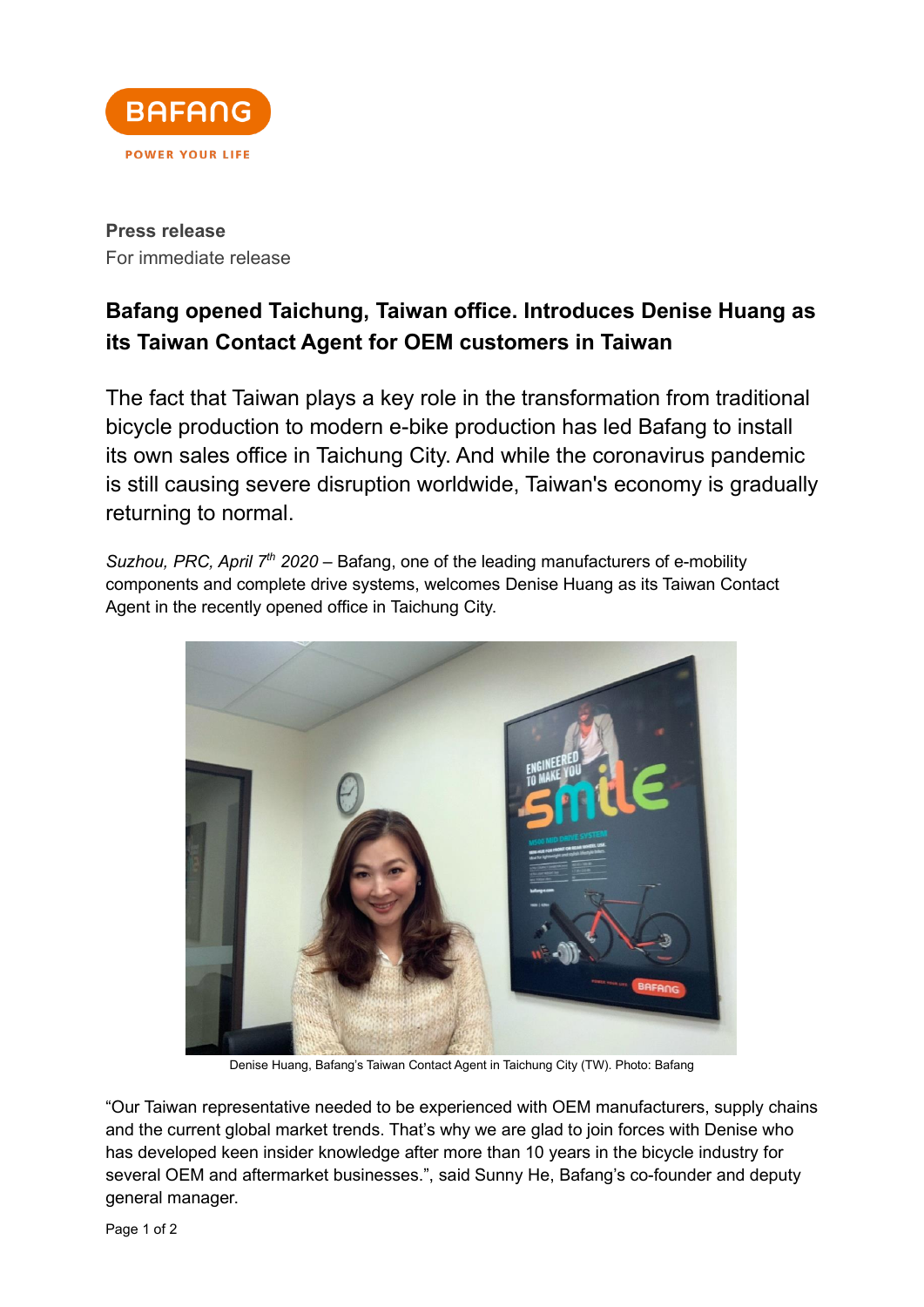**Press release**
For immediate release

## Bafang opened Taichung, Taiwan office. Introduces Denise Huang as its Taiwan Contact Agent for OEM customers in Taiwan

The fact that Taiwan plays a key role in the transformation from traditional bicycle production to modern e-bike production has led Bafang to install its own sales office in Taichung City. And while the coronavirus pandemic is still causing severe disruption worldwide, Taiwan's economy is gradually returning to normal.

*Suzhou, PRC, April 7th 2020* – Bafang, one of the leading manufacturers of e-mobility components and complete drive systems, welcomes Denise Huang as its Taiwan Contact Agent in the recently opened office in Taichung City.

Denise Huang, Bafang's Taiwan Contact Agent in Taichung City (TW). Photo: Bafang

"Our Taiwan representative needed to be experienced with OEM manufacturers, supply chains and the current global market trends. That's why we are glad to join forces with Denise who has developed keen insider knowledge after more than 10 years in the bicycle industry for several OEM and aftermarket businesses.", said Sunny He, Bafang's co-founder and deputy general manager.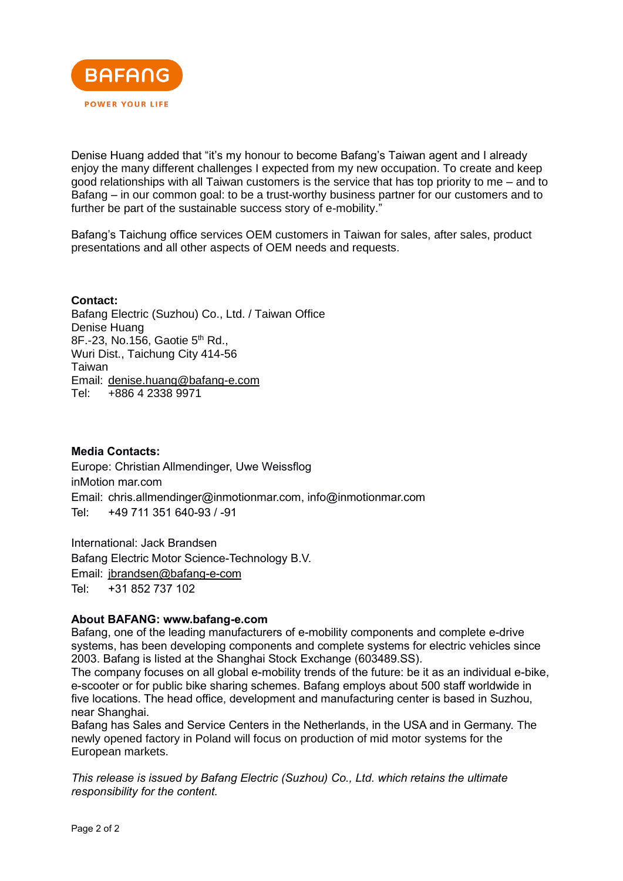Denise Huang added that "it's my honour to become Bafang's Taiwan agent and I already enjoy the many different challenges I expected from my new occupation. To create and keep good relationships with all Taiwan customers is the service that has top priority to me – and to Bafang – in our common goal: to be a trust-worthy business partner for our customers and to further be part of the sustainable success story of e-mobility."

Bafang's Taichung office services OEM customers in Taiwan for sales, after sales, product presentations and all other aspects of OEM needs and requests.

**Contact:**
Bafang Electric (Suzhou) Co., Ltd. / Taiwan Office
Denise Huang
8F.-23, No.156, Gaotie 5th Rd.,
Wuri Dist., Taichung City 414-56
Taiwan
Email: denise.huang@bafang-e.com
Tel: +886 4 2338 9971

**Media Contacts:**
Europe: Christian Allmendinger, Uwe Weissflog
inMotion mar.com
Email: chris.allmendinger@inmotionmar.com, info@inmotionmar.com
Tel: +49 711 351 640-93 / -91

International: Jack Brandsen
Bafang Electric Motor Science-Technology B.V.
Email: jbrandsen@bafang-e-com
Tel: +31 852 737 102

**About BAFANG: www.bafang-e.com**
Bafang, one of the leading manufacturers of e-mobility components and complete e-drive systems, has been developing components and complete systems for electric vehicles since 2003. Bafang is listed at the Shanghai Stock Exchange (603489.SS).
The company focuses on all global e-mobility trends of the future: be it as an individual e-bike, e-scooter or for public bike sharing schemes. Bafang employs about 500 staff worldwide in five locations. The head office, development and manufacturing center is based in Suzhou, near Shanghai.
Bafang has Sales and Service Centers in the Netherlands, in the USA and in Germany. The newly opened factory in Poland will focus on production of mid motor systems for the European markets.

*This release is issued by Bafang Electric (Suzhou) Co., Ltd. which retains the ultimate responsibility for the content.*